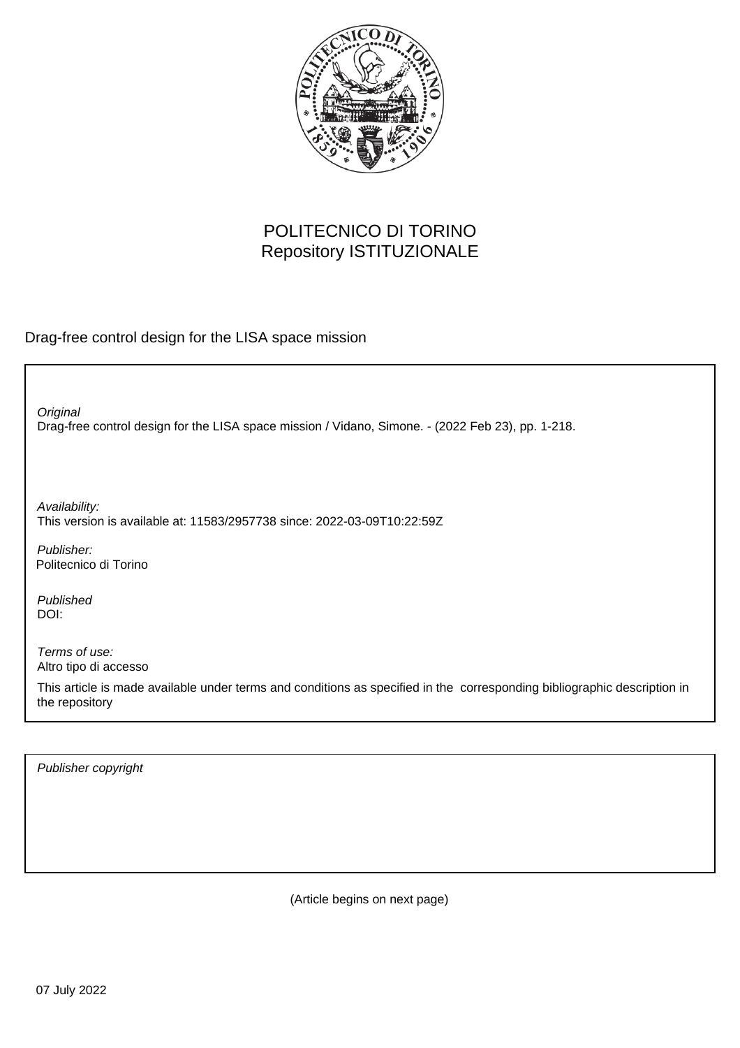POLITECNICO DI TORINO
Repository ISTITUZIONALE

Drag-free control design for the LISA space mission

*Original*
Drag-free control design for the LISA space mission / Vidano, Simone. - (2022 Feb 23), pp. 1-218.

*Availability:*
This version is available at: 11583/2957738 since: 2022-03-09T10:22:59Z

*Publisher:*
Politecnico di Torino

*Published*
DOI:

*Terms of use:*
Altro tipo di accesso

This article is made available under terms and conditions as specified in the corresponding bibliographic description in the repository

*Publisher copyright*

(Article begins on next page)

07 July 2022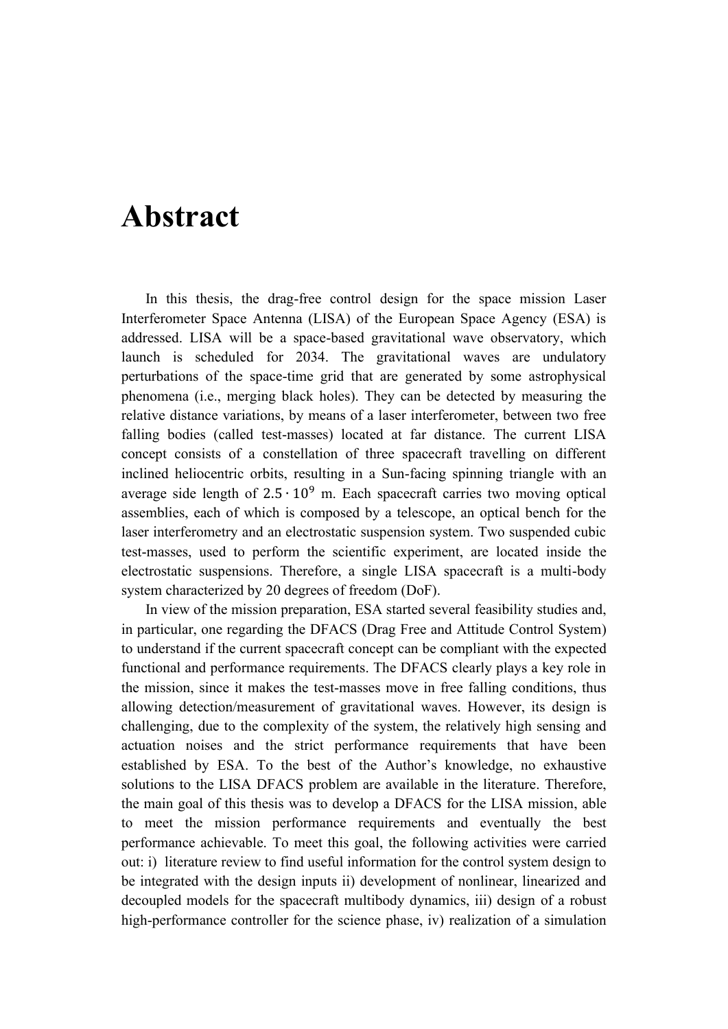# Abstract

In this thesis, the drag-free control design for the space mission Laser Interferometer Space Antenna (LISA) of the European Space Agency (ESA) is addressed. LISA will be a space-based gravitational wave observatory, which launch is scheduled for 2034. The gravitational waves are undulatory perturbations of the space-time grid that are generated by some astrophysical phenomena (i.e., merging black holes). They can be detected by measuring the relative distance variations, by means of a laser interferometer, between two free falling bodies (called test-masses) located at far distance. The current LISA concept consists of a constellation of three spacecraft travelling on different inclined heliocentric orbits, resulting in a Sun-facing spinning triangle with an average side length of $2.5 \cdot 10^{9}$ m. Each spacecraft carries two moving optical assemblies, each of which is composed by a telescope, an optical bench for the laser interferometry and an electrostatic suspension system. Two suspended cubic test-masses, used to perform the scientific experiment, are located inside the electrostatic suspensions. Therefore, a single LISA spacecraft is a multi-body system characterized by 20 degrees of freedom (DoF).

In view of the mission preparation, ESA started several feasibility studies and, in particular, one regarding the DFACS (Drag Free and Attitude Control System) to understand if the current spacecraft concept can be compliant with the expected functional and performance requirements. The DFACS clearly plays a key role in the mission, since it makes the test-masses move in free falling conditions, thus allowing detection/measurement of gravitational waves. However, its design is challenging, due to the complexity of the system, the relatively high sensing and actuation noises and the strict performance requirements that have been established by ESA. To the best of the Author's knowledge, no exhaustive solutions to the LISA DFACS problem are available in the literature. Therefore, the main goal of this thesis was to develop a DFACS for the LISA mission, able to meet the mission performance requirements and eventually the best performance achievable. To meet this goal, the following activities were carried out: i) literature review to find useful information for the control system design to be integrated with the design inputs ii) development of nonlinear, linearized and decoupled models for the spacecraft multibody dynamics, iii) design of a robust high-performance controller for the science phase, iv) realization of a simulation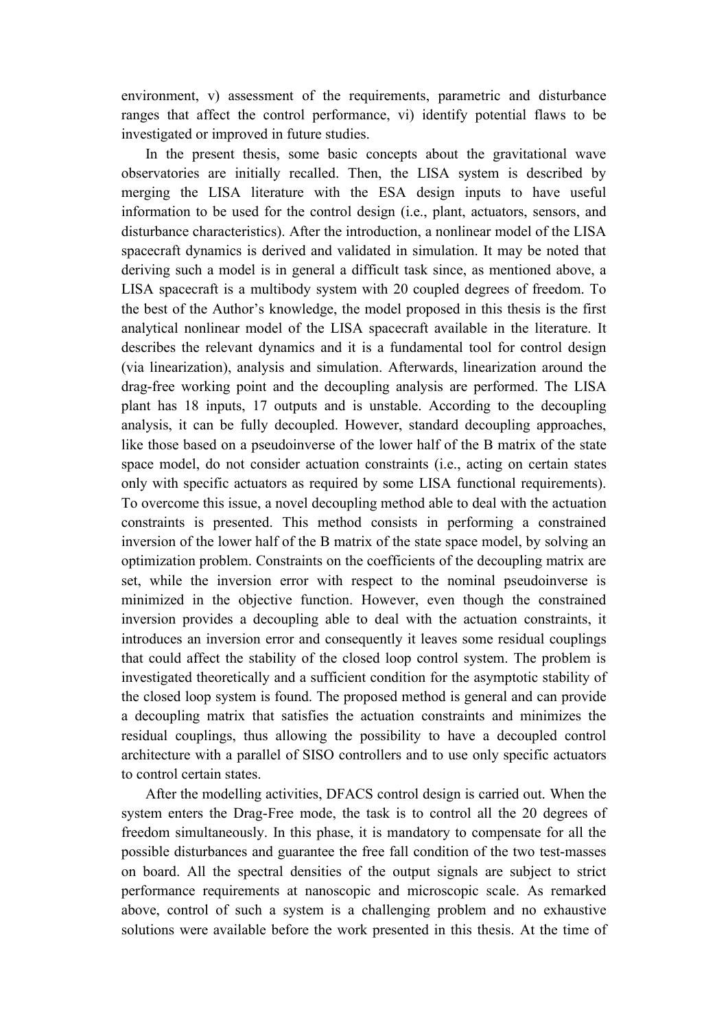environment, v) assessment of the requirements, parametric and disturbance ranges that affect the control performance, vi) identify potential flaws to be investigated or improved in future studies.

In the present thesis, some basic concepts about the gravitational wave observatories are initially recalled. Then, the LISA system is described by merging the LISA literature with the ESA design inputs to have useful information to be used for the control design (i.e., plant, actuators, sensors, and disturbance characteristics). After the introduction, a nonlinear model of the LISA spacecraft dynamics is derived and validated in simulation. It may be noted that deriving such a model is in general a difficult task since, as mentioned above, a LISA spacecraft is a multibody system with 20 coupled degrees of freedom. To the best of the Author's knowledge, the model proposed in this thesis is the first analytical nonlinear model of the LISA spacecraft available in the literature. It describes the relevant dynamics and it is a fundamental tool for control design (via linearization), analysis and simulation. Afterwards, linearization around the drag-free working point and the decoupling analysis are performed. The LISA plant has 18 inputs, 17 outputs and is unstable. According to the decoupling analysis, it can be fully decoupled. However, standard decoupling approaches, like those based on a pseudoinverse of the lower half of the B matrix of the state space model, do not consider actuation constraints (i.e., acting on certain states only with specific actuators as required by some LISA functional requirements). To overcome this issue, a novel decoupling method able to deal with the actuation constraints is presented. This method consists in performing a constrained inversion of the lower half of the B matrix of the state space model, by solving an optimization problem. Constraints on the coefficients of the decoupling matrix are set, while the inversion error with respect to the nominal pseudoinverse is minimized in the objective function. However, even though the constrained inversion provides a decoupling able to deal with the actuation constraints, it introduces an inversion error and consequently it leaves some residual couplings that could affect the stability of the closed loop control system. The problem is investigated theoretically and a sufficient condition for the asymptotic stability of the closed loop system is found. The proposed method is general and can provide a decoupling matrix that satisfies the actuation constraints and minimizes the residual couplings, thus allowing the possibility to have a decoupled control architecture with a parallel of SISO controllers and to use only specific actuators to control certain states.

After the modelling activities, DFACS control design is carried out. When the system enters the Drag-Free mode, the task is to control all the 20 degrees of freedom simultaneously. In this phase, it is mandatory to compensate for all the possible disturbances and guarantee the free fall condition of the two test-masses on board. All the spectral densities of the output signals are subject to strict performance requirements at nanoscopic and microscopic scale. As remarked above, control of such a system is a challenging problem and no exhaustive solutions were available before the work presented in this thesis. At the time of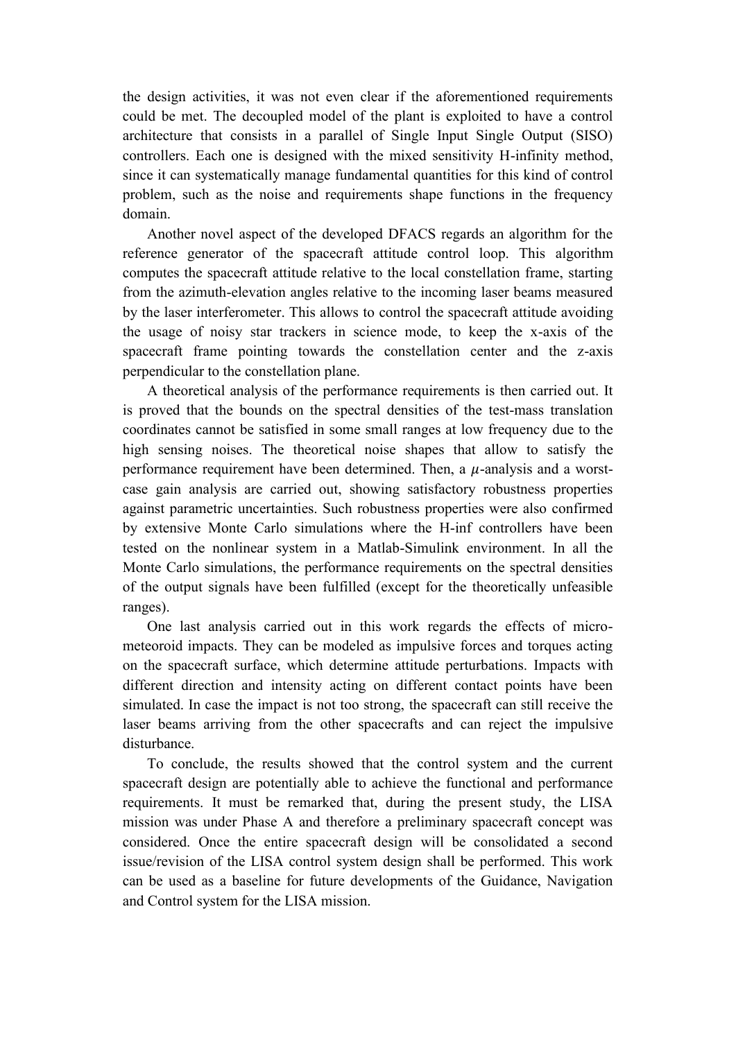the design activities, it was not even clear if the aforementioned requirements could be met. The decoupled model of the plant is exploited to have a control architecture that consists in a parallel of Single Input Single Output (SISO) controllers. Each one is designed with the mixed sensitivity H-infinity method, since it can systematically manage fundamental quantities for this kind of control problem, such as the noise and requirements shape functions in the frequency domain.

Another novel aspect of the developed DFACS regards an algorithm for the reference generator of the spacecraft attitude control loop. This algorithm computes the spacecraft attitude relative to the local constellation frame, starting from the azimuth-elevation angles relative to the incoming laser beams measured by the laser interferometer. This allows to control the spacecraft attitude avoiding the usage of noisy star trackers in science mode, to keep the x-axis of the spacecraft frame pointing towards the constellation center and the z-axis perpendicular to the constellation plane.

A theoretical analysis of the performance requirements is then carried out. It is proved that the bounds on the spectral densities of the test-mass translation coordinates cannot be satisfied in some small ranges at low frequency due to the high sensing noises. The theoretical noise shapes that allow to satisfy the performance requirement have been determined. Then, a $\mu$-analysis and a worst-case gain analysis are carried out, showing satisfactory robustness properties against parametric uncertainties. Such robustness properties were also confirmed by extensive Monte Carlo simulations where the H-inf controllers have been tested on the nonlinear system in a Matlab-Simulink environment. In all the Monte Carlo simulations, the performance requirements on the spectral densities of the output signals have been fulfilled (except for the theoretically unfeasible ranges).

One last analysis carried out in this work regards the effects of micro-meteoroid impacts. They can be modeled as impulsive forces and torques acting on the spacecraft surface, which determine attitude perturbations. Impacts with different direction and intensity acting on different contact points have been simulated. In case the impact is not too strong, the spacecraft can still receive the laser beams arriving from the other spacecrafts and can reject the impulsive disturbance.

To conclude, the results showed that the control system and the current spacecraft design are potentially able to achieve the functional and performance requirements. It must be remarked that, during the present study, the LISA mission was under Phase A and therefore a preliminary spacecraft concept was considered. Once the entire spacecraft design will be consolidated a second issue/revision of the LISA control system design shall be performed. This work can be used as a baseline for future developments of the Guidance, Navigation and Control system for the LISA mission.